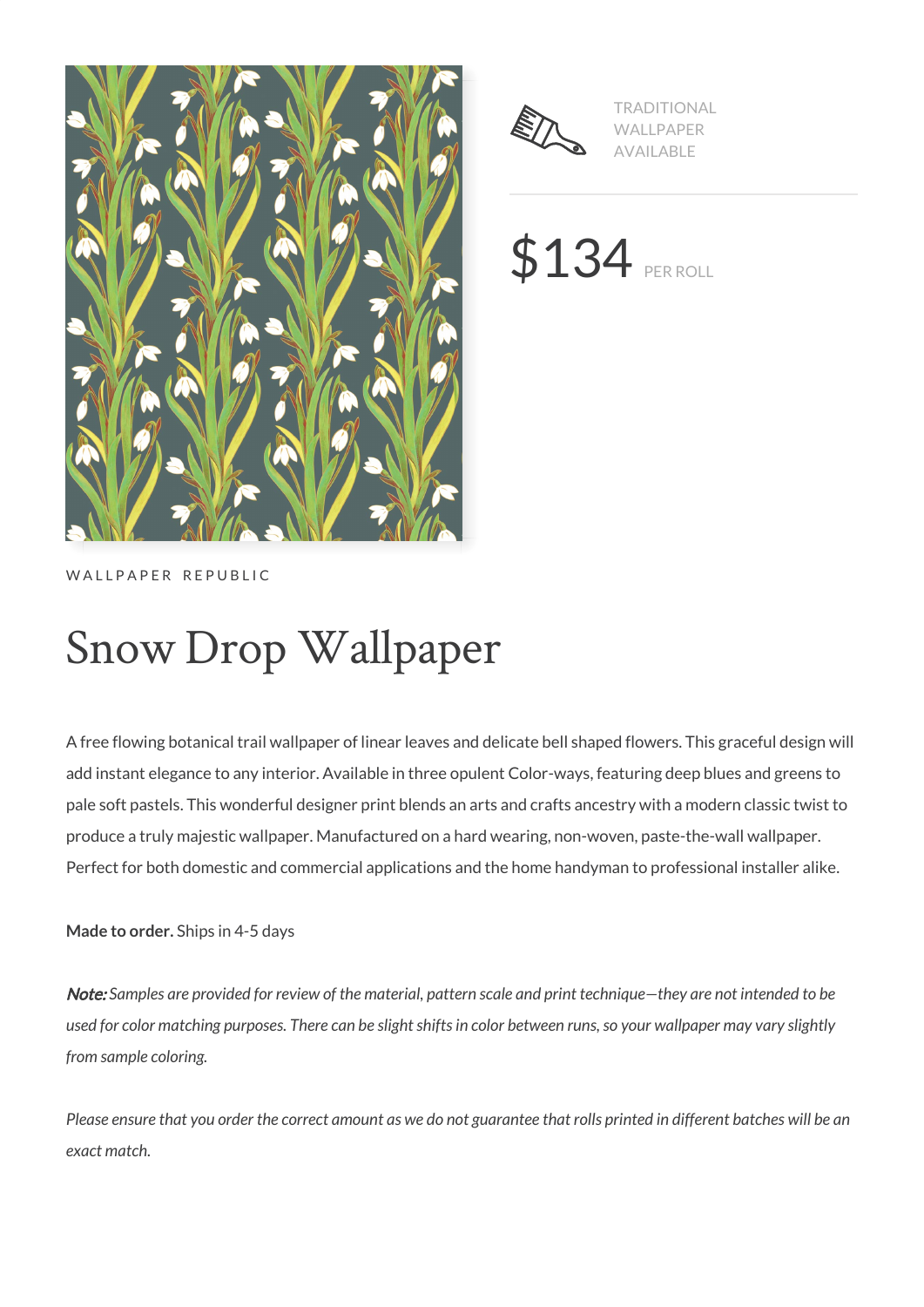TRADITIONAL WALLPAPER AVAILABLE

$134 PER ROLL

WALLPAPER REPUBLIC

# Snow Drop Wallpaper

A free flowing botanical trail wallpaper of linear leaves and delicate bell shaped flowers. This graceful design will add instant elegance to any interior. Available in three opulent Color-ways, featuring deep blues and greens to pale soft pastels. This wonderful designer print blends an arts and crafts ancestry with a modern classic twist to produce a truly majestic wallpaper. Manufactured on a hard wearing, non-woven, paste-the-wall wallpaper. Perfect for both domestic and commercial applications and the home handyman to professional installer alike.

**Made to order.** Ships in 4-5 days

***Note:*** *Samples are provided for review of the material, pattern scale and print technique—they are not intended to be used for color matching purposes. There can be slight shifts in color between runs, so your wallpaper may vary slightly from sample coloring.*

*Please ensure that you order the correct amount as we do not guarantee that rolls printed in different batches will be an exact match.*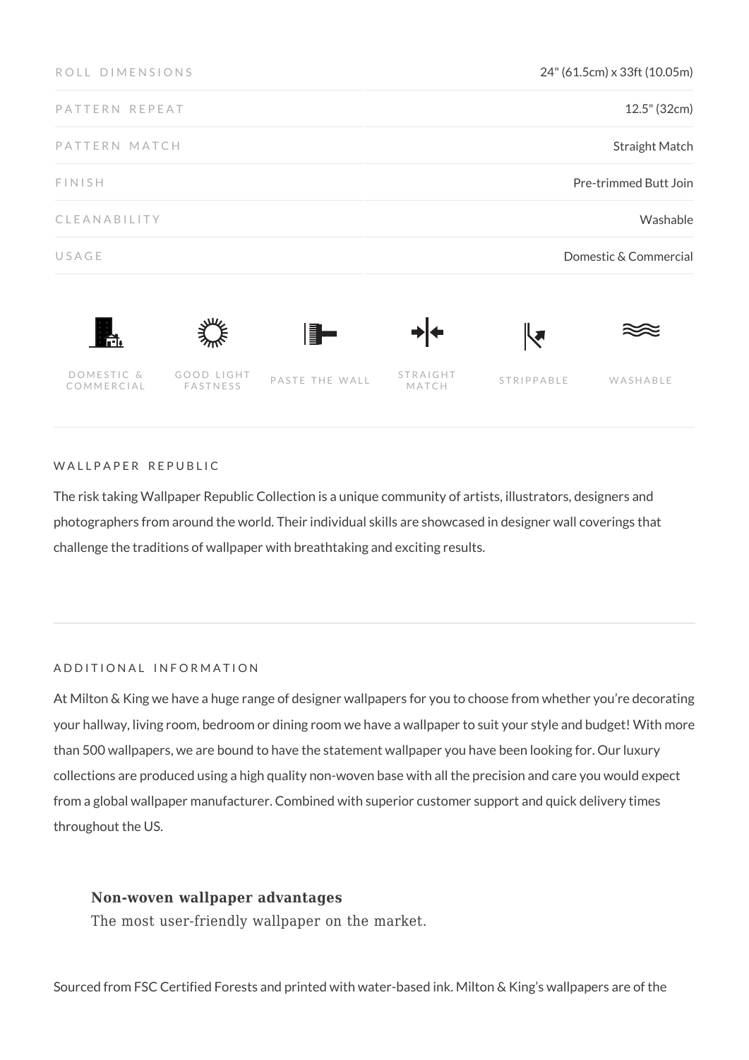| | |
|---|---|
| ROLL DIMENSIONS | 24" (61.5cm) x 33ft (10.05m) |
| PATTERN REPEAT | 12.5" (32cm) |
| PATTERN MATCH | Straight Match |
| FINISH | Pre-trimmed Butt Join |
| CLEANABILITY | Washable |
| USAGE | Domestic & Commercial |

DOMESTIC & COMMERCIAL | GOOD LIGHT FASTNESS | PASTE THE WALL | STRAIGHT MATCH | STRIPPABLE | WASHABLE

### WALLPAPER REPUBLIC

The risk taking Wallpaper Republic Collection is a unique community of artists, illustrators, designers and photographers from around the world. Their individual skills are showcased in designer wall coverings that challenge the traditions of wallpaper with breathtaking and exciting results.

### ADDITIONAL INFORMATION

At Milton & King we have a huge range of designer wallpapers for you to choose from whether you're decorating your hallway, living room, bedroom or dining room we have a wallpaper to suit your style and budget! With more than 500 wallpapers, we are bound to have the statement wallpaper you have been looking for. Our luxury collections are produced using a high quality non-woven base with all the precision and care you would expect from a global wallpaper manufacturer. Combined with superior customer support and quick delivery times throughout the US.

**Non-woven wallpaper advantages**

The most user-friendly wallpaper on the market.

Sourced from FSC Certified Forests and printed with water-based ink. Milton & King's wallpapers are of the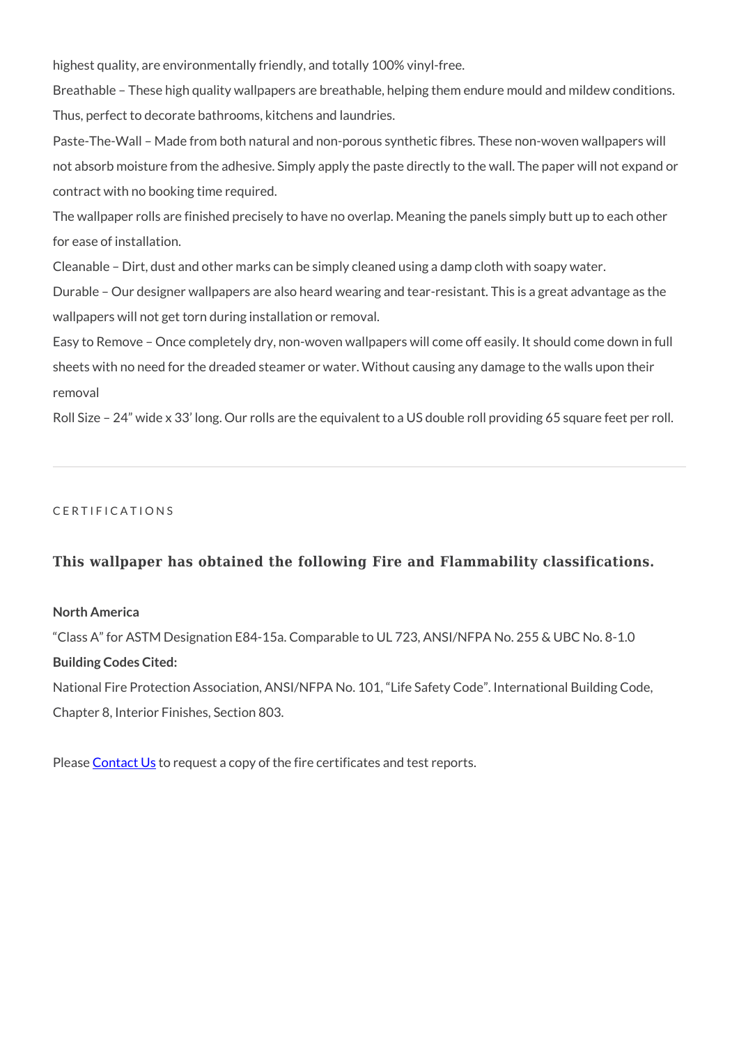highest quality, are environmentally friendly, and totally 100% vinyl-free.

Breathable – These high quality wallpapers are breathable, helping them endure mould and mildew conditions. Thus, perfect to decorate bathrooms, kitchens and laundries.

Paste-The-Wall – Made from both natural and non-porous synthetic fibres. These non-woven wallpapers will not absorb moisture from the adhesive. Simply apply the paste directly to the wall. The paper will not expand or contract with no booking time required.

The wallpaper rolls are finished precisely to have no overlap. Meaning the panels simply butt up to each other for ease of installation.

Cleanable – Dirt, dust and other marks can be simply cleaned using a damp cloth with soapy water.

Durable – Our designer wallpapers are also heard wearing and tear-resistant. This is a great advantage as the wallpapers will not get torn during installation or removal.

Easy to Remove – Once completely dry, non-woven wallpapers will come off easily. It should come down in full sheets with no need for the dreaded steamer or water. Without causing any damage to the walls upon their removal

Roll Size – 24" wide x 33' long. Our rolls are the equivalent to a US double roll providing 65 square feet per roll.

---

CERTIFICATIONS

### This wallpaper has obtained the following Fire and Flammability classifications.

**North America**

"Class A" for ASTM Designation E84-15a. Comparable to UL 723, ANSI/NFPA No. 255 & UBC No. 8-1.0

**Building Codes Cited:**

National Fire Protection Association, ANSI/NFPA No. 101, "Life Safety Code". International Building Code, Chapter 8, Interior Finishes, Section 803.

Please Contact Us to request a copy of the fire certificates and test reports.